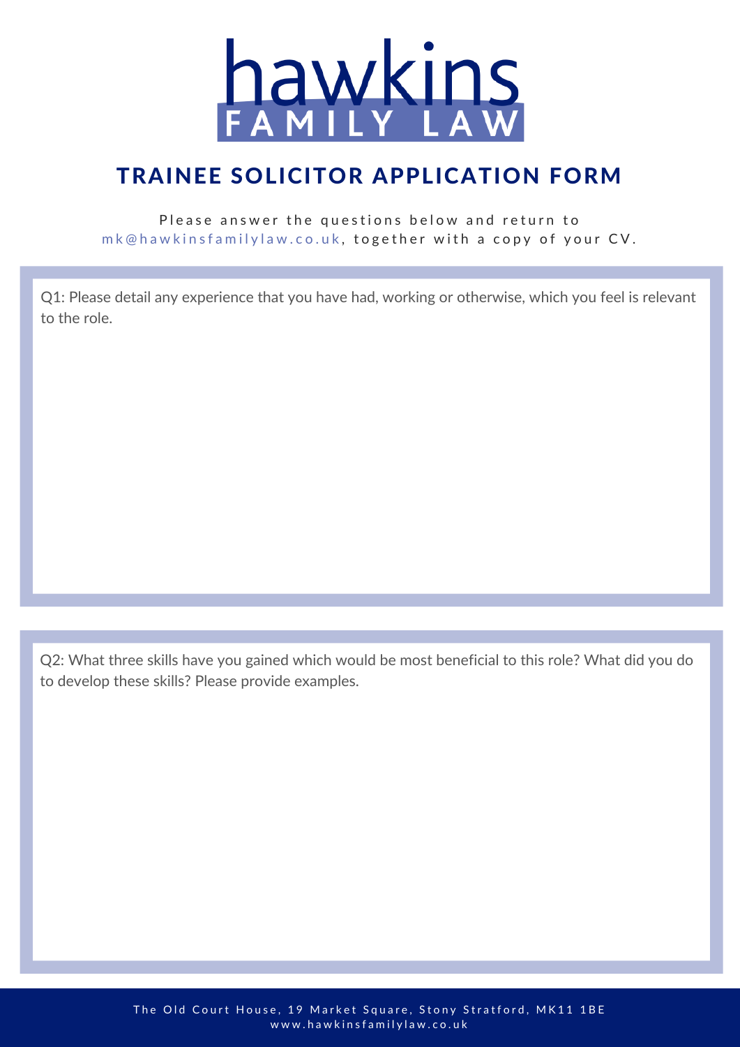# hawkins FAMILY LAW

## TRAINEE SOLICITOR APPLICATION FORM

Please answer the questions below and return to mk@hawkinsfamilylaw.co.uk, together with a copy of your CV.

Q1: Please detail any experience that you have had, working or otherwise, which you feel is relevant to the role.

Q2: What three skills have you gained which would be most beneficial to this role? What did you do to develop these skills? Please provide examples.

The Old Court House, 19 Market Square, Stony Stratford, MK11 1BE
www.hawkinsfamilylaw.co.uk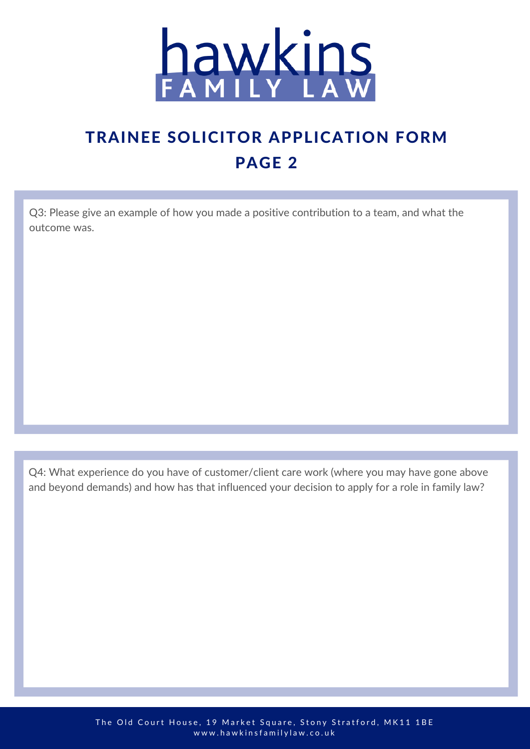# hawkins FAMILY LAW

## TRAINEE SOLICITOR APPLICATION FORM

## PAGE 2

Q3: Please give an example of how you made a positive contribution to a team, and what the outcome was.

Q4: What experience do you have of customer/client care work (where you may have gone above and beyond demands) and how has that influenced your decision to apply for a role in family law?

The Old Court House, 19 Market Square, Stony Stratford, MK11 1BE
www.hawkinsfamilylaw.co.uk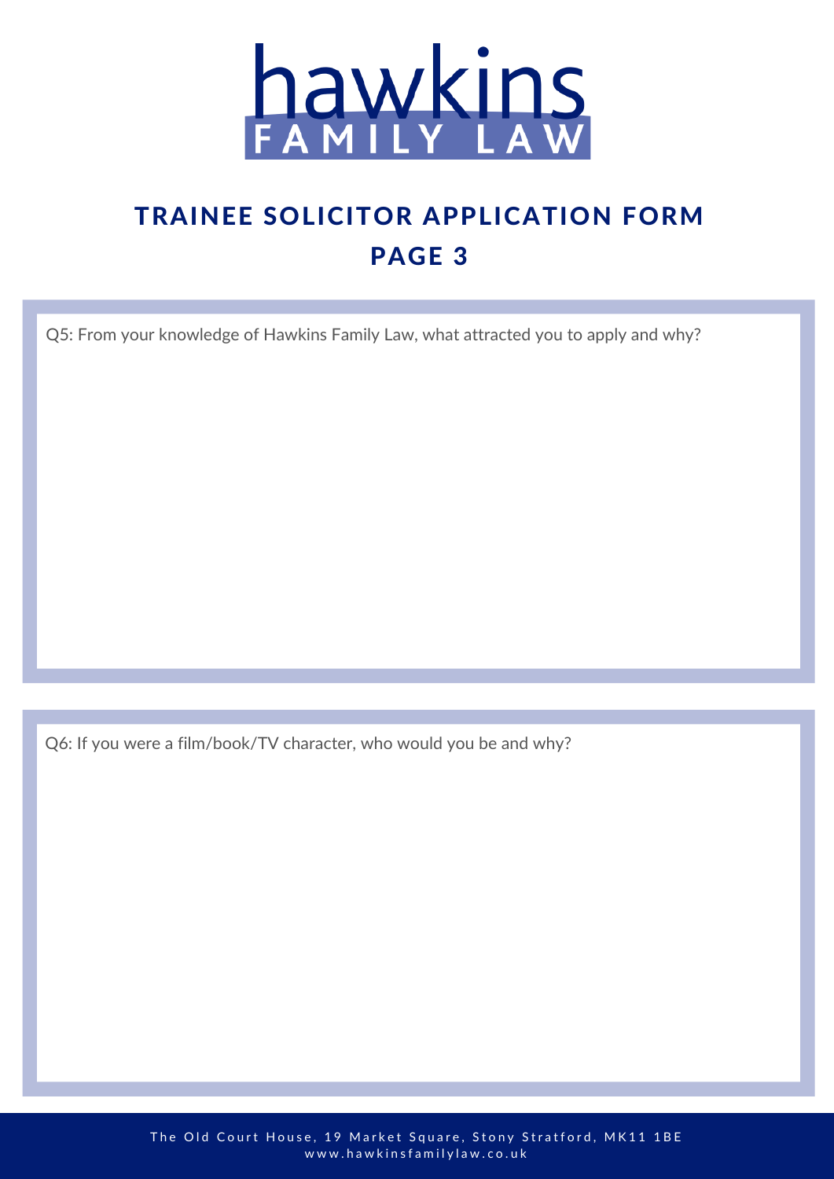hawkins
FAMILY LAW

# TRAINEE SOLICITOR APPLICATION FORM
## PAGE 3

Q5: From your knowledge of Hawkins Family Law, what attracted you to apply and why?

Q6: If you were a film/book/TV character, who would you be and why?

The Old Court House, 19 Market Square, Stony Stratford, MK11 1BE
www.hawkinsfamilylaw.co.uk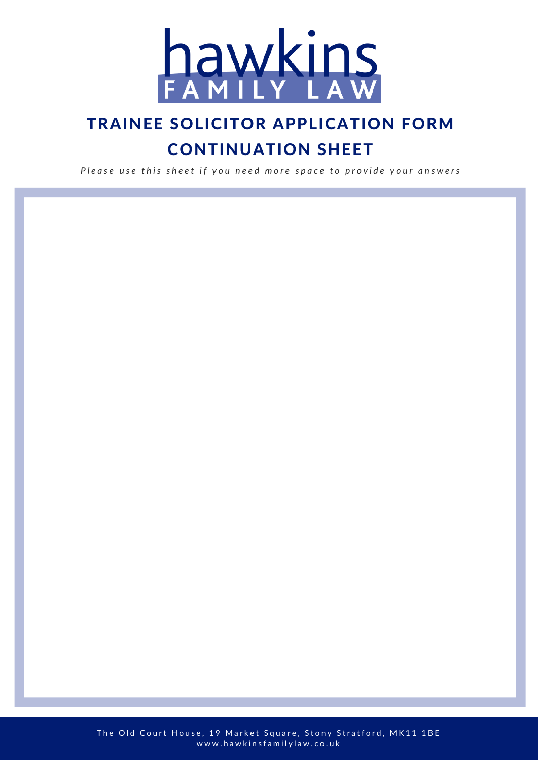hawkins
FAMILY LAW

# TRAINEE SOLICITOR APPLICATION FORM
# CONTINUATION SHEET

*Please use this sheet if you need more space to provide your answers*

The Old Court House, 19 Market Square, Stony Stratford, MK11 1BE
www.hawkinsfamilylaw.co.uk